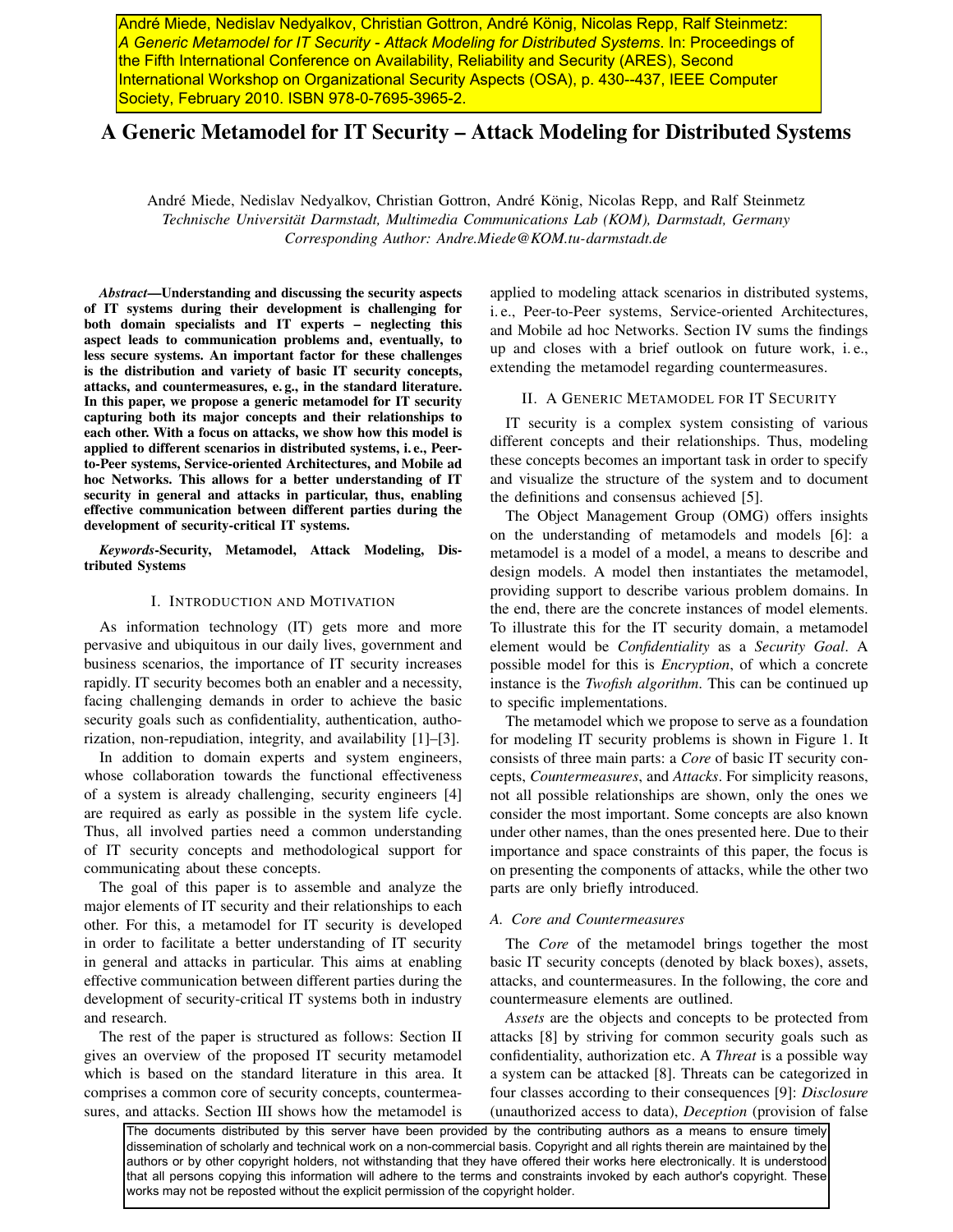André Miede, Nedislav Nedyalkov, Christian Gottron, André König, Nicolas Repp, Ralf Steinmetz: *A Generic Metamodel for IT Security - Attack Modeling for Distributed Systems*. In: Proceedings of the Fifth International Conference on Availability, Reliability and Security (ARES), Second International Workshop on Organizational Security Aspects (OSA), p. 430--437, IEEE Computer Society, February 2010. ISBN 978-0-7695-3965-2.

# A Generic Metamodel for IT Security – Attack Modeling for Distributed Systems

André Miede, Nedislav Nedyalkov, Christian Gottron, André König, Nicolas Repp, and Ralf Steinmetz
*Technische Universität Darmstadt, Multimedia Communications Lab (KOM), Darmstadt, Germany*
*Corresponding Author: Andre.Miede@KOM.tu-darmstadt.de*

***Abstract*—Understanding and discussing the security aspects of IT systems during their development is challenging for both domain specialists and IT experts – neglecting this aspect leads to communication problems and, eventually, to less secure systems. An important factor for these challenges is the distribution and variety of basic IT security concepts, attacks, and countermeasures, e. g., in the standard literature. In this paper, we propose a generic metamodel for IT security capturing both its major concepts and their relationships to each other. With a focus on attacks, we show how this model is applied to different scenarios in distributed systems, i. e., Peer-to-Peer systems, Service-oriented Architectures, and Mobile ad hoc Networks. This allows for a better understanding of IT security in general and attacks in particular, thus, enabling effective communication between different parties during the development of security-critical IT systems.**

***Keywords*-Security, Metamodel, Attack Modeling, Distributed Systems**

## I. Introduction and Motivation

As information technology (IT) gets more and more pervasive and ubiquitous in our daily lives, government and business scenarios, the importance of IT security increases rapidly. IT security becomes both an enabler and a necessity, facing challenging demands in order to achieve the basic security goals such as confidentiality, authentication, authorization, non-repudiation, integrity, and availability [1]–[3].

In addition to domain experts and system engineers, whose collaboration towards the functional effectiveness of a system is already challenging, security engineers [4] are required as early as possible in the system life cycle. Thus, all involved parties need a common understanding of IT security concepts and methodological support for communicating about these concepts.

The goal of this paper is to assemble and analyze the major elements of IT security and their relationships to each other. For this, a metamodel for IT security is developed in order to facilitate a better understanding of IT security in general and attacks in particular. This aims at enabling effective communication between different parties during the development of security-critical IT systems both in industry and research.

The rest of the paper is structured as follows: Section II gives an overview of the proposed IT security metamodel which is based on the standard literature in this area. It comprises a common core of security concepts, countermeasures, and attacks. Section III shows how the metamodel is applied to modeling attack scenarios in distributed systems, i. e., Peer-to-Peer systems, Service-oriented Architectures, and Mobile ad hoc Networks. Section IV sums the findings up and closes with a brief outlook on future work, i. e., extending the metamodel regarding countermeasures.

## II. A Generic Metamodel for IT Security

IT security is a complex system consisting of various different concepts and their relationships. Thus, modeling these concepts becomes an important task in order to specify and visualize the structure of the system and to document the definitions and consensus achieved [5].

The Object Management Group (OMG) offers insights on the understanding of metamodels and models [6]: a metamodel is a model of a model, a means to describe and design models. A model then instantiates the metamodel, providing support to describe various problem domains. In the end, there are the concrete instances of model elements. To illustrate this for the IT security domain, a metamodel element would be *Confidentiality* as a *Security Goal*. A possible model for this is *Encryption*, of which a concrete instance is the *Twofish algorithm*. This can be continued up to specific implementations.

The metamodel which we propose to serve as a foundation for modeling IT security problems is shown in Figure 1. It consists of three main parts: a *Core* of basic IT security concepts, *Countermeasures*, and *Attacks*. For simplicity reasons, not all possible relationships are shown, only the ones we consider the most important. Some concepts are also known under other names, than the ones presented here. Due to their importance and space constraints of this paper, the focus is on presenting the components of attacks, while the other two parts are only briefly introduced.

### A. Core and Countermeasures

The *Core* of the metamodel brings together the most basic IT security concepts (denoted by black boxes), assets, attacks, and countermeasures. In the following, the core and countermeasure elements are outlined.

*Assets* are the objects and concepts to be protected from attacks [8] by striving for common security goals such as confidentiality, authorization etc. A *Threat* is a possible way a system can be attacked [8]. Threats can be categorized in four classes according to their consequences [9]: *Disclosure* (unauthorized access to data), *Deception* (provision of false

The documents distributed by this server have been provided by the contributing authors as a means to ensure timely dissemination of scholarly and technical work on a non-commercial basis. Copyright and all rights therein are maintained by the authors or by other copyright holders, not withstanding that they have offered their works here electronically. It is understood that all persons copying this information will adhere to the terms and constraints invoked by each author's copyright. These works may not be reposted without the explicit permission of the copyright holder.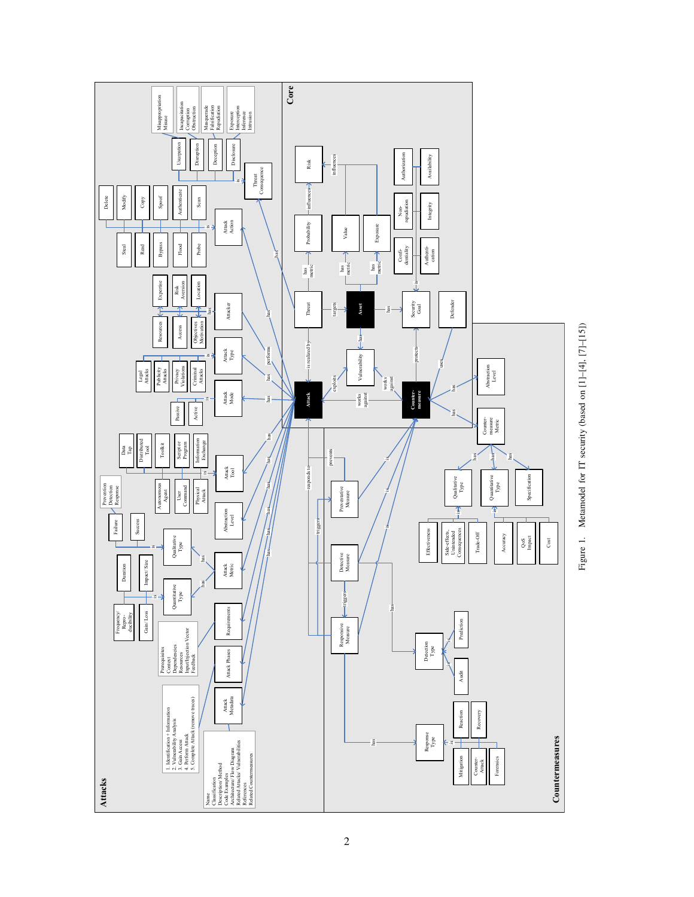Figure 1. Metamodel for IT security (based on [1]–[4], [7]–[15])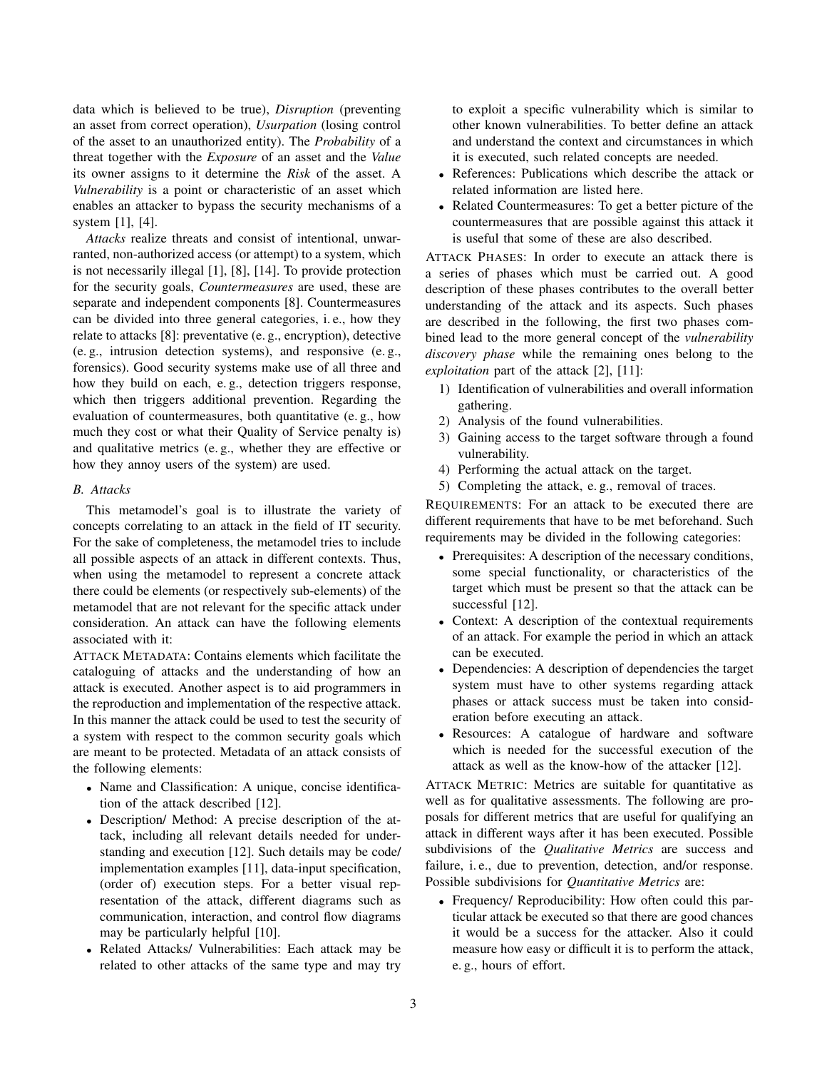data which is believed to be true), *Disruption* (preventing an asset from correct operation), *Usurpation* (losing control of the asset to an unauthorized entity). The *Probability* of a threat together with the *Exposure* of an asset and the *Value* its owner assigns to it determine the *Risk* of the asset. A *Vulnerability* is a point or characteristic of an asset which enables an attacker to bypass the security mechanisms of a system [1], [4].

*Attacks* realize threats and consist of intentional, unwarranted, non-authorized access (or attempt) to a system, which is not necessarily illegal [1], [8], [14]. To provide protection for the security goals, *Countermeasures* are used, these are separate and independent components [8]. Countermeasures can be divided into three general categories, i. e., how they relate to attacks [8]: preventative (e. g., encryption), detective (e. g., intrusion detection systems), and responsive (e. g., forensics). Good security systems make use of all three and how they build on each, e. g., detection triggers response, which then triggers additional prevention. Regarding the evaluation of countermeasures, both quantitative (e. g., how much they cost or what their Quality of Service penalty is) and qualitative metrics (e. g., whether they are effective or how they annoy users of the system) are used.

### B. Attacks

This metamodel's goal is to illustrate the variety of concepts correlating to an attack in the field of IT security. For the sake of completeness, the metamodel tries to include all possible aspects of an attack in different contexts. Thus, when using the metamodel to represent a concrete attack there could be elements (or respectively sub-elements) of the metamodel that are not relevant for the specific attack under consideration. An attack can have the following elements associated with it:

ATTACK METADATA: Contains elements which facilitate the cataloguing of attacks and the understanding of how an attack is executed. Another aspect is to aid programmers in the reproduction and implementation of the respective attack. In this manner the attack could be used to test the security of a system with respect to the common security goals which are meant to be protected. Metadata of an attack consists of the following elements:

- Name and Classification: A unique, concise identification of the attack described [12].
- Description/ Method: A precise description of the attack, including all relevant details needed for understanding and execution [12]. Such details may be code/ implementation examples [11], data-input specification, (order of) execution steps. For a better visual representation of the attack, different diagrams such as communication, interaction, and control flow diagrams may be particularly helpful [10].
- Related Attacks/ Vulnerabilities: Each attack may be related to other attacks of the same type and may try to exploit a specific vulnerability which is similar to other known vulnerabilities. To better define an attack and understand the context and circumstances in which it is executed, such related concepts are needed.
- References: Publications which describe the attack or related information are listed here.
- Related Countermeasures: To get a better picture of the countermeasures that are possible against this attack it is useful that some of these are also described.

ATTACK PHASES: In order to execute an attack there is a series of phases which must be carried out. A good description of these phases contributes to the overall better understanding of the attack and its aspects. Such phases are described in the following, the first two phases combined lead to the more general concept of the *vulnerability discovery phase* while the remaining ones belong to the *exploitation* part of the attack [2], [11]:

1) Identification of vulnerabilities and overall information gathering.
2) Analysis of the found vulnerabilities.
3) Gaining access to the target software through a found vulnerability.
4) Performing the actual attack on the target.
5) Completing the attack, e. g., removal of traces.

REQUIREMENTS: For an attack to be executed there are different requirements that have to be met beforehand. Such requirements may be divided in the following categories:

- Prerequisites: A description of the necessary conditions, some special functionality, or characteristics of the target which must be present so that the attack can be successful [12].
- Context: A description of the contextual requirements of an attack. For example the period in which an attack can be executed.
- Dependencies: A description of dependencies the target system must have to other systems regarding attack phases or attack success must be taken into consideration before executing an attack.
- Resources: A catalogue of hardware and software which is needed for the successful execution of the attack as well as the know-how of the attacker [12].

ATTACK METRIC: Metrics are suitable for quantitative as well as for qualitative assessments. The following are proposals for different metrics that are useful for qualifying an attack in different ways after it has been executed. Possible subdivisions of the *Qualitative Metrics* are success and failure, i. e., due to prevention, detection, and/or response. Possible subdivisions for *Quantitative Metrics* are:

- Frequency/ Reproducibility: How often could this particular attack be executed so that there are good chances it would be a success for the attacker. Also it could measure how easy or difficult it is to perform the attack, e. g., hours of effort.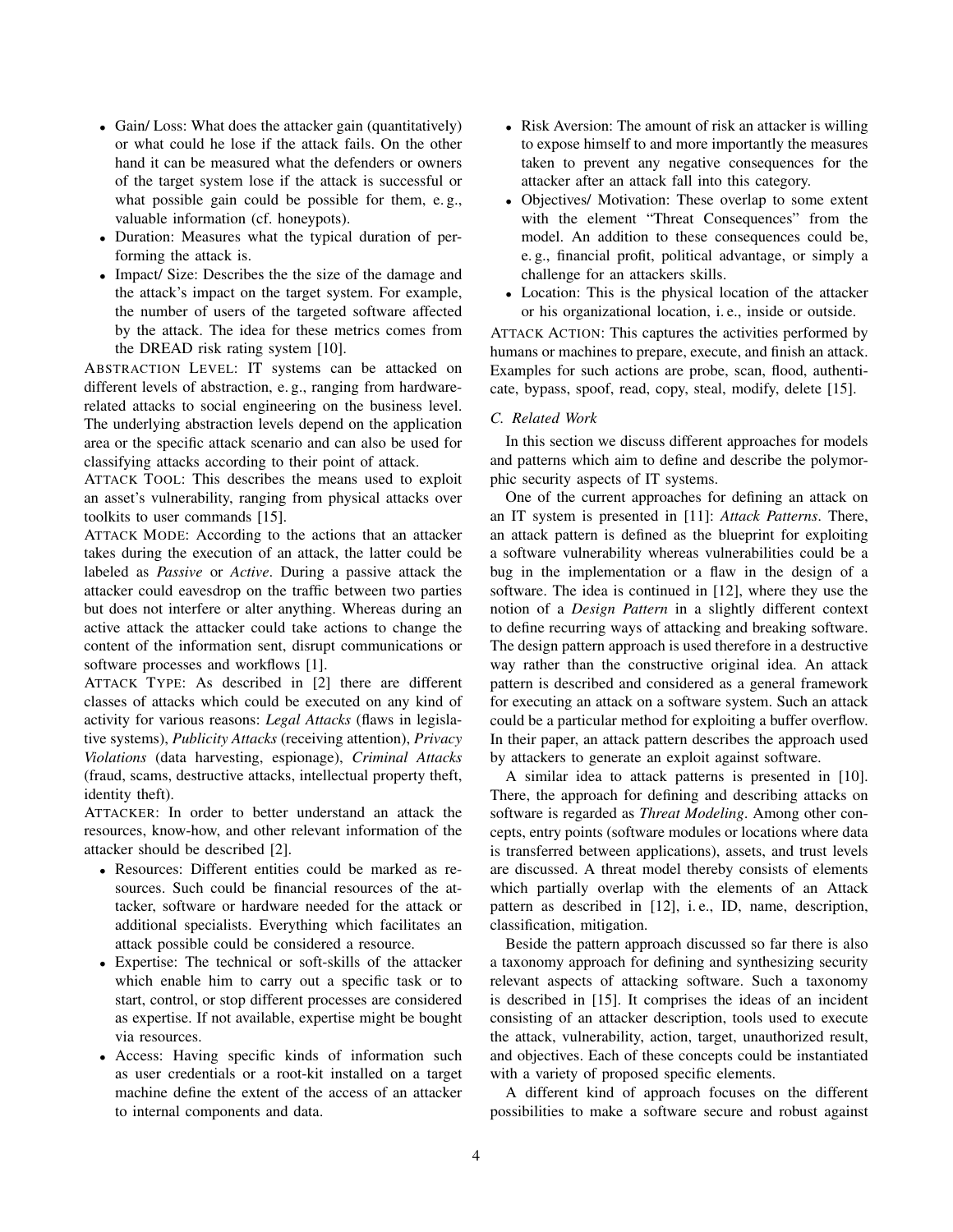- Gain/ Loss: What does the attacker gain (quantitatively) or what could he lose if the attack fails. On the other hand it can be measured what the defenders or owners of the target system lose if the attack is successful or what possible gain could be possible for them, e. g., valuable information (cf. honeypots).
- Duration: Measures what the typical duration of performing the attack is.
- Impact/ Size: Describes the the size of the damage and the attack's impact on the target system. For example, the number of users of the targeted software affected by the attack. The idea for these metrics comes from the DREAD risk rating system [10].

ABSTRACTION LEVEL: IT systems can be attacked on different levels of abstraction, e. g., ranging from hardware-related attacks to social engineering on the business level. The underlying abstraction levels depend on the application area or the specific attack scenario and can also be used for classifying attacks according to their point of attack.

ATTACK TOOL: This describes the means used to exploit an asset's vulnerability, ranging from physical attacks over toolkits to user commands [15].

ATTACK MODE: According to the actions that an attacker takes during the execution of an attack, the latter could be labeled as *Passive* or *Active*. During a passive attack the attacker could eavesdrop on the traffic between two parties but does not interfere or alter anything. Whereas during an active attack the attacker could take actions to change the content of the information sent, disrupt communications or software processes and workflows [1].

ATTACK TYPE: As described in [2] there are different classes of attacks which could be executed on any kind of activity for various reasons: *Legal Attacks* (flaws in legislative systems), *Publicity Attacks* (receiving attention), *Privacy Violations* (data harvesting, espionage), *Criminal Attacks* (fraud, scams, destructive attacks, intellectual property theft, identity theft).

ATTACKER: In order to better understand an attack the resources, know-how, and other relevant information of the attacker should be described [2].

- Resources: Different entities could be marked as resources. Such could be financial resources of the attacker, software or hardware needed for the attack or additional specialists. Everything which facilitates an attack possible could be considered a resource.
- Expertise: The technical or soft-skills of the attacker which enable him to carry out a specific task or to start, control, or stop different processes are considered as expertise. If not available, expertise might be bought via resources.
- Access: Having specific kinds of information such as user credentials or a root-kit installed on a target machine define the extent of the access of an attacker to internal components and data.
- Risk Aversion: The amount of risk an attacker is willing to expose himself to and more importantly the measures taken to prevent any negative consequences for the attacker after an attack fall into this category.
- Objectives/ Motivation: These overlap to some extent with the element "Threat Consequences" from the model. An addition to these consequences could be, e. g., financial profit, political advantage, or simply a challenge for an attackers skills.
- Location: This is the physical location of the attacker or his organizational location, i. e., inside or outside.

ATTACK ACTION: This captures the activities performed by humans or machines to prepare, execute, and finish an attack. Examples for such actions are probe, scan, flood, authenticate, bypass, spoof, read, copy, steal, modify, delete [15].

### C. Related Work

In this section we discuss different approaches for models and patterns which aim to define and describe the polymorphic security aspects of IT systems.

One of the current approaches for defining an attack on an IT system is presented in [11]: *Attack Patterns*. There, an attack pattern is defined as the blueprint for exploiting a software vulnerability whereas vulnerabilities could be a bug in the implementation or a flaw in the design of a software. The idea is continued in [12], where they use the notion of a *Design Pattern* in a slightly different context to define recurring ways of attacking and breaking software. The design pattern approach is used therefore in a destructive way rather than the constructive original idea. An attack pattern is described and considered as a general framework for executing an attack on a software system. Such an attack could be a particular method for exploiting a buffer overflow. In their paper, an attack pattern describes the approach used by attackers to generate an exploit against software.

A similar idea to attack patterns is presented in [10]. There, the approach for defining and describing attacks on software is regarded as *Threat Modeling*. Among other concepts, entry points (software modules or locations where data is transferred between applications), assets, and trust levels are discussed. A threat model thereby consists of elements which partially overlap with the elements of an Attack pattern as described in [12], i. e., ID, name, description, classification, mitigation.

Beside the pattern approach discussed so far there is also a taxonomy approach for defining and synthesizing security relevant aspects of attacking software. Such a taxonomy is described in [15]. It comprises the ideas of an incident consisting of an attacker description, tools used to execute the attack, vulnerability, action, target, unauthorized result, and objectives. Each of these concepts could be instantiated with a variety of proposed specific elements.

A different kind of approach focuses on the different possibilities to make a software secure and robust against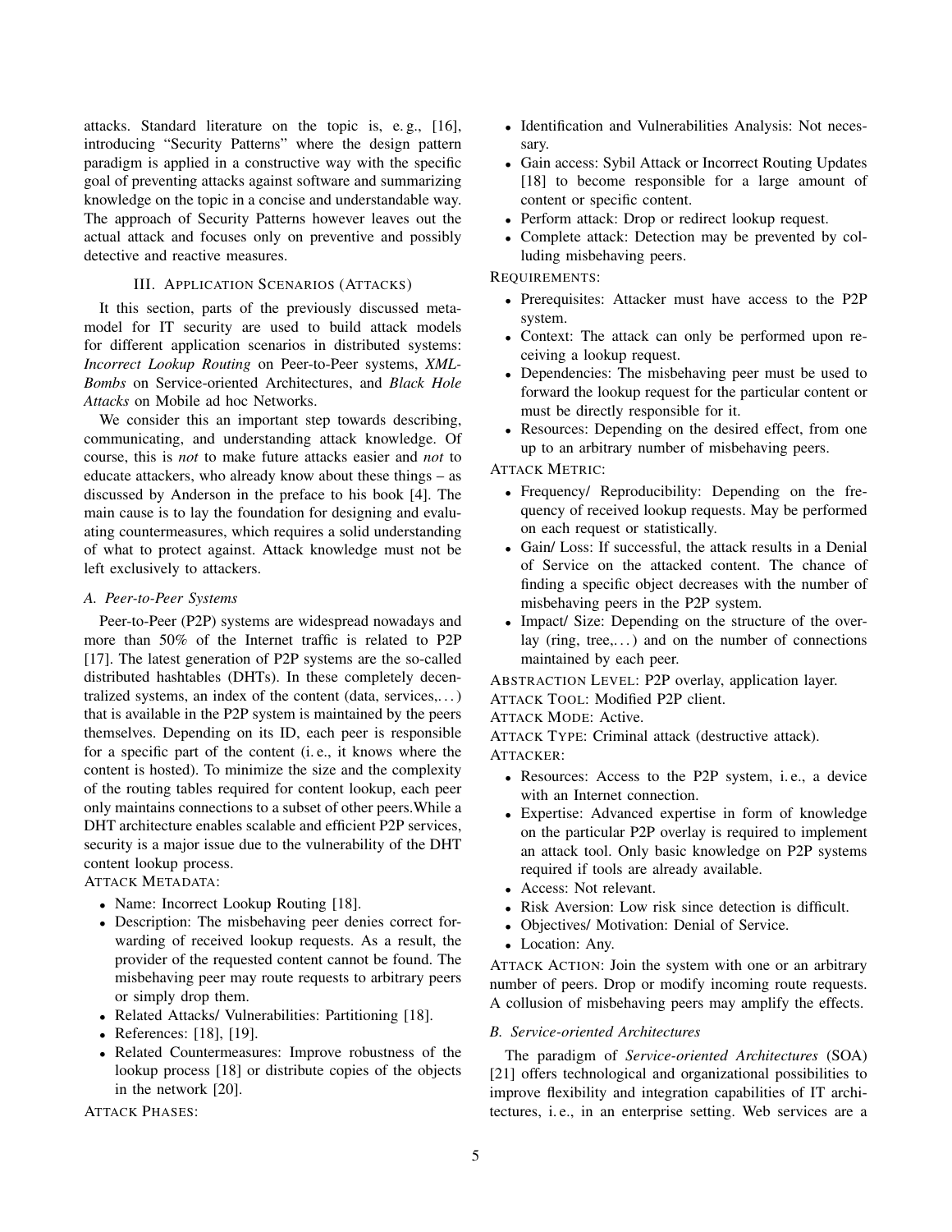attacks. Standard literature on the topic is, e. g., [16], introducing "Security Patterns" where the design pattern paradigm is applied in a constructive way with the specific goal of preventing attacks against software and summarizing knowledge on the topic in a concise and understandable way. The approach of Security Patterns however leaves out the actual attack and focuses only on preventive and possibly detective and reactive measures.

## III. Application Scenarios (Attacks)

It this section, parts of the previously discussed meta-model for IT security are used to build attack models for different application scenarios in distributed systems: *Incorrect Lookup Routing* on Peer-to-Peer systems, *XML-Bombs* on Service-oriented Architectures, and *Black Hole Attacks* on Mobile ad hoc Networks.

We consider this an important step towards describing, communicating, and understanding attack knowledge. Of course, this is *not* to make future attacks easier and *not* to educate attackers, who already know about these things – as discussed by Anderson in the preface to his book [4]. The main cause is to lay the foundation for designing and evaluating countermeasures, which requires a solid understanding of what to protect against. Attack knowledge must not be left exclusively to attackers.

### A. Peer-to-Peer Systems

Peer-to-Peer (P2P) systems are widespread nowadays and more than 50% of the Internet traffic is related to P2P [17]. The latest generation of P2P systems are the so-called distributed hashtables (DHTs). In these completely decentralized systems, an index of the content (data, services,...) that is available in the P2P system is maintained by the peers themselves. Depending on its ID, each peer is responsible for a specific part of the content (i. e., it knows where the content is hosted). To minimize the size and the complexity of the routing tables required for content lookup, each peer only maintains connections to a subset of other peers.While a DHT architecture enables scalable and efficient P2P services, security is a major issue due to the vulnerability of the DHT content lookup process.

Attack Metadata:

- Name: Incorrect Lookup Routing [18].
- Description: The misbehaving peer denies correct forwarding of received lookup requests. As a result, the provider of the requested content cannot be found. The misbehaving peer may route requests to arbitrary peers or simply drop them.
- Related Attacks/ Vulnerabilities: Partitioning [18].
- References: [18], [19].
- Related Countermeasures: Improve robustness of the lookup process [18] or distribute copies of the objects in the network [20].

Attack Phases:

- Identification and Vulnerabilities Analysis: Not necessary.
- Gain access: Sybil Attack or Incorrect Routing Updates [18] to become responsible for a large amount of content or specific content.
- Perform attack: Drop or redirect lookup request.
- Complete attack: Detection may be prevented by colluding misbehaving peers.

Requirements:

- Prerequisites: Attacker must have access to the P2P system.
- Context: The attack can only be performed upon receiving a lookup request.
- Dependencies: The misbehaving peer must be used to forward the lookup request for the particular content or must be directly responsible for it.
- Resources: Depending on the desired effect, from one up to an arbitrary number of misbehaving peers.

Attack Metric:

- Frequency/ Reproducibility: Depending on the frequency of received lookup requests. May be performed on each request or statistically.
- Gain/ Loss: If successful, the attack results in a Denial of Service on the attacked content. The chance of finding a specific object decreases with the number of misbehaving peers in the P2P system.
- Impact/ Size: Depending on the structure of the overlay (ring, tree,...) and on the number of connections maintained by each peer.

Abstraction Level: P2P overlay, application layer.

Attack Tool: Modified P2P client.

Attack Mode: Active.

Attack Type: Criminal attack (destructive attack).

Attacker:

- Resources: Access to the P2P system, i. e., a device with an Internet connection.
- Expertise: Advanced expertise in form of knowledge on the particular P2P overlay is required to implement an attack tool. Only basic knowledge on P2P systems required if tools are already available.
- Access: Not relevant.
- Risk Aversion: Low risk since detection is difficult.
- Objectives/ Motivation: Denial of Service.
- Location: Any.

Attack Action: Join the system with one or an arbitrary number of peers. Drop or modify incoming route requests. A collusion of misbehaving peers may amplify the effects.

### B. Service-oriented Architectures

The paradigm of *Service-oriented Architectures* (SOA) [21] offers technological and organizational possibilities to improve flexibility and integration capabilities of IT architectures, i. e., in an enterprise setting. Web services are a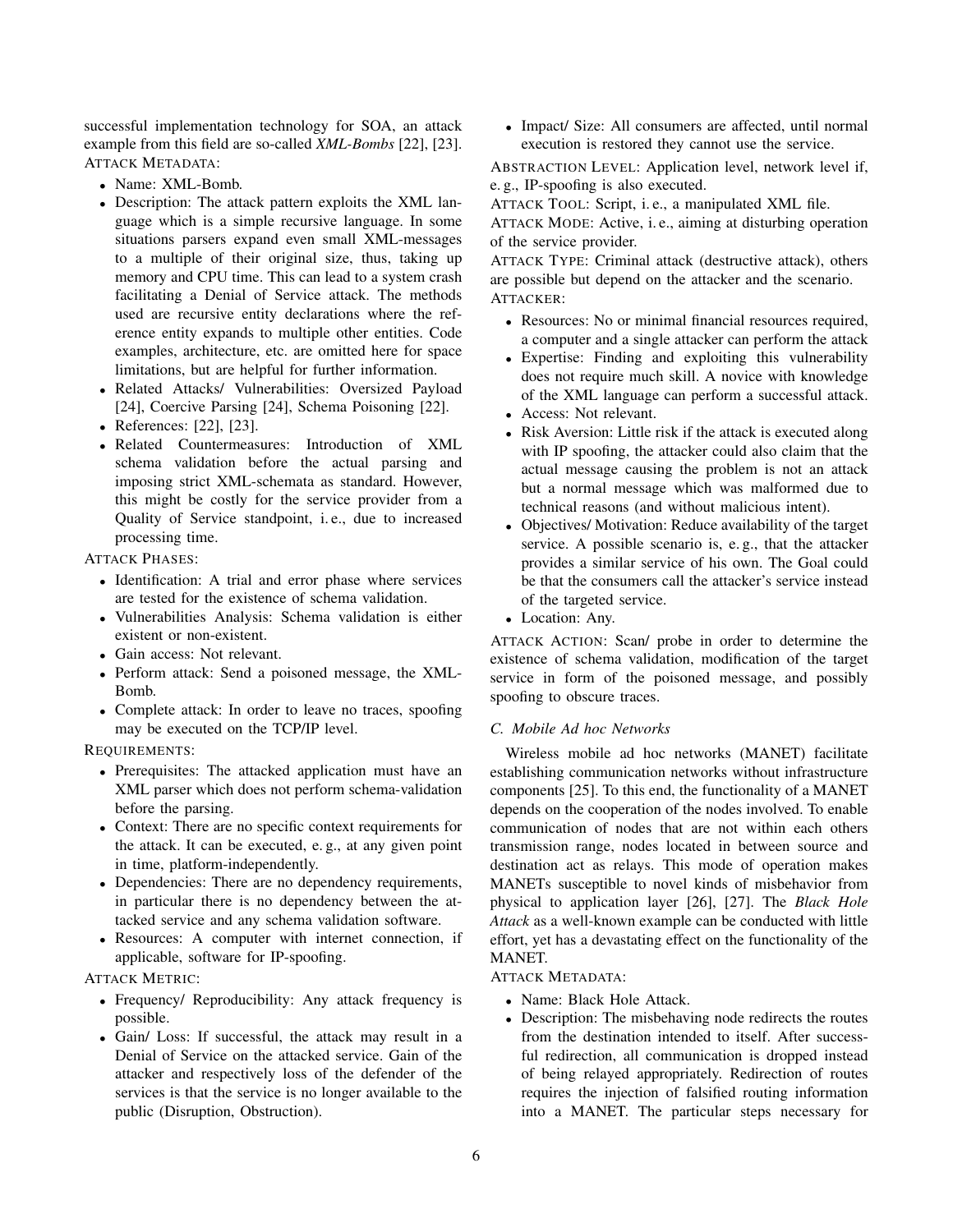successful implementation technology for SOA, an attack example from this field are so-called *XML-Bombs* [22], [23].

ATTACK METADATA:

- Name: XML-Bomb.
- Description: The attack pattern exploits the XML language which is a simple recursive language. In some situations parsers expand even small XML-messages to a multiple of their original size, thus, taking up memory and CPU time. This can lead to a system crash facilitating a Denial of Service attack. The methods used are recursive entity declarations where the reference entity expands to multiple other entities. Code examples, architecture, etc. are omitted here for space limitations, but are helpful for further information.
- Related Attacks/ Vulnerabilities: Oversized Payload [24], Coercive Parsing [24], Schema Poisoning [22].
- References: [22], [23].
- Related Countermeasures: Introduction of XML schema validation before the actual parsing and imposing strict XML-schemata as standard. However, this might be costly for the service provider from a Quality of Service standpoint, i. e., due to increased processing time.

ATTACK PHASES:

- Identification: A trial and error phase where services are tested for the existence of schema validation.
- Vulnerabilities Analysis: Schema validation is either existent or non-existent.
- Gain access: Not relevant.
- Perform attack: Send a poisoned message, the XML-Bomb.
- Complete attack: In order to leave no traces, spoofing may be executed on the TCP/IP level.

REQUIREMENTS:

- Prerequisites: The attacked application must have an XML parser which does not perform schema-validation before the parsing.
- Context: There are no specific context requirements for the attack. It can be executed, e. g., at any given point in time, platform-independently.
- Dependencies: There are no dependency requirements, in particular there is no dependency between the attacked service and any schema validation software.
- Resources: A computer with internet connection, if applicable, software for IP-spoofing.

ATTACK METRIC:

- Frequency/ Reproducibility: Any attack frequency is possible.
- Gain/ Loss: If successful, the attack may result in a Denial of Service on the attacked service. Gain of the attacker and respectively loss of the defender of the services is that the service is no longer available to the public (Disruption, Obstruction).
- Impact/ Size: All consumers are affected, until normal execution is restored they cannot use the service.

ABSTRACTION LEVEL: Application level, network level if, e. g., IP-spoofing is also executed.

ATTACK TOOL: Script, i. e., a manipulated XML file.

ATTACK MODE: Active, i. e., aiming at disturbing operation of the service provider.

ATTACK TYPE: Criminal attack (destructive attack), others are possible but depend on the attacker and the scenario.

ATTACKER:

- Resources: No or minimal financial resources required, a computer and a single attacker can perform the attack
- Expertise: Finding and exploiting this vulnerability does not require much skill. A novice with knowledge of the XML language can perform a successful attack.
- Access: Not relevant.
- Risk Aversion: Little risk if the attack is executed along with IP spoofing, the attacker could also claim that the actual message causing the problem is not an attack but a normal message which was malformed due to technical reasons (and without malicious intent).
- Objectives/ Motivation: Reduce availability of the target service. A possible scenario is, e. g., that the attacker provides a similar service of his own. The Goal could be that the consumers call the attacker's service instead of the targeted service.
- Location: Any.

ATTACK ACTION: Scan/ probe in order to determine the existence of schema validation, modification of the target service in form of the poisoned message, and possibly spoofing to obscure traces.

### C. Mobile Ad hoc Networks

Wireless mobile ad hoc networks (MANET) facilitate establishing communication networks without infrastructure components [25]. To this end, the functionality of a MANET depends on the cooperation of the nodes involved. To enable communication of nodes that are not within each others transmission range, nodes located in between source and destination act as relays. This mode of operation makes MANETs susceptible to novel kinds of misbehavior from physical to application layer [26], [27]. The *Black Hole Attack* as a well-known example can be conducted with little effort, yet has a devastating effect on the functionality of the MANET.

ATTACK METADATA:

- Name: Black Hole Attack.
- Description: The misbehaving node redirects the routes from the destination intended to itself. After successful redirection, all communication is dropped instead of being relayed appropriately. Redirection of routes requires the injection of falsified routing information into a MANET. The particular steps necessary for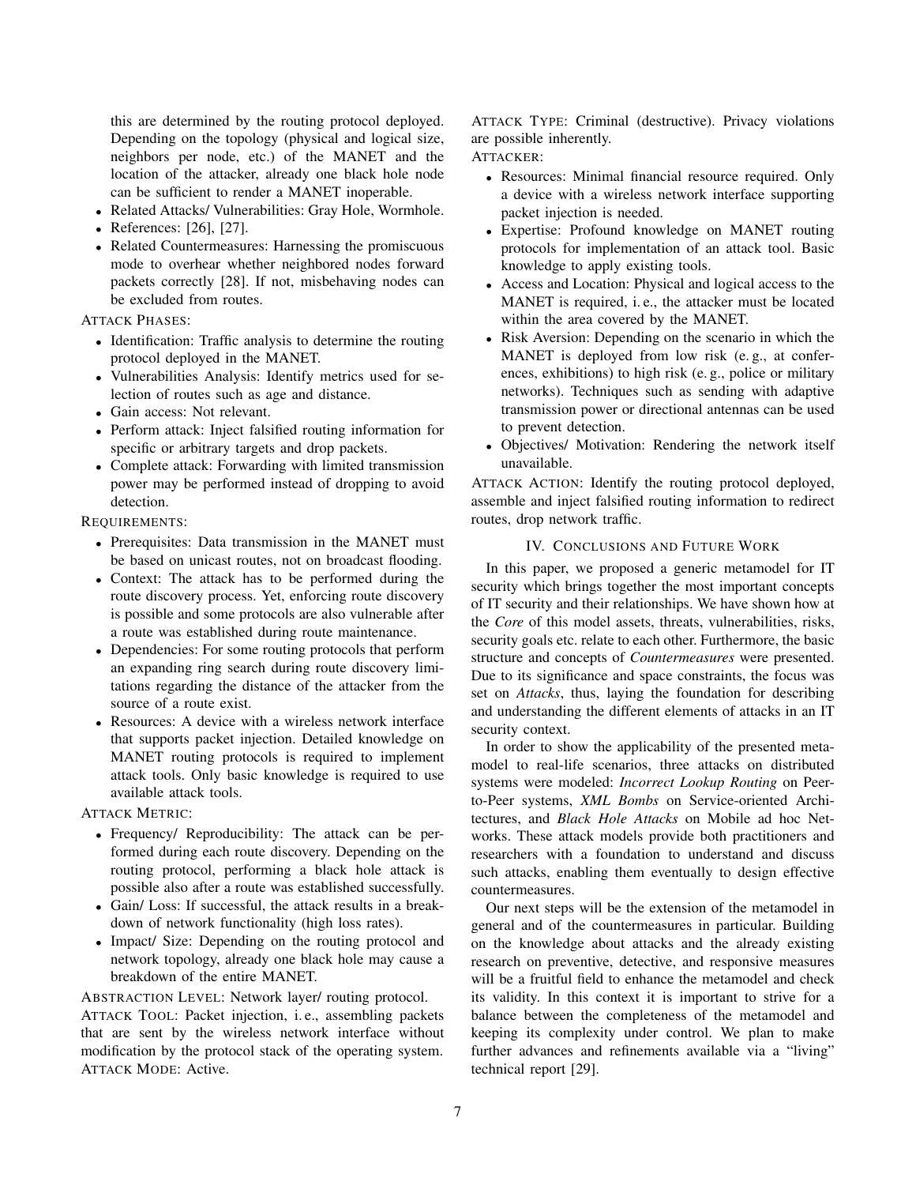this are determined by the routing protocol deployed. Depending on the topology (physical and logical size, neighbors per node, etc.) of the MANET and the location of the attacker, already one black hole node can be sufficient to render a MANET inoperable.

- Related Attacks/ Vulnerabilities: Gray Hole, Wormhole.
- References: [26], [27].
- Related Countermeasures: Harnessing the promiscuous mode to overhear whether neighbored nodes forward packets correctly [28]. If not, misbehaving nodes can be excluded from routes.

ATTACK PHASES:

- Identification: Traffic analysis to determine the routing protocol deployed in the MANET.
- Vulnerabilities Analysis: Identify metrics used for selection of routes such as age and distance.
- Gain access: Not relevant.
- Perform attack: Inject falsified routing information for specific or arbitrary targets and drop packets.
- Complete attack: Forwarding with limited transmission power may be performed instead of dropping to avoid detection.

REQUIREMENTS:

- Prerequisites: Data transmission in the MANET must be based on unicast routes, not on broadcast flooding.
- Context: The attack has to be performed during the route discovery process. Yet, enforcing route discovery is possible and some protocols are also vulnerable after a route was established during route maintenance.
- Dependencies: For some routing protocols that perform an expanding ring search during route discovery limitations regarding the distance of the attacker from the source of a route exist.
- Resources: A device with a wireless network interface that supports packet injection. Detailed knowledge on MANET routing protocols is required to implement attack tools. Only basic knowledge is required to use available attack tools.

ATTACK METRIC:

- Frequency/ Reproducibility: The attack can be performed during each route discovery. Depending on the routing protocol, performing a black hole attack is possible also after a route was established successfully.
- Gain/ Loss: If successful, the attack results in a breakdown of network functionality (high loss rates).
- Impact/ Size: Depending on the routing protocol and network topology, already one black hole may cause a breakdown of the entire MANET.

ABSTRACTION LEVEL: Network layer/ routing protocol.

ATTACK TOOL: Packet injection, i. e., assembling packets that are sent by the wireless network interface without modification by the protocol stack of the operating system.

ATTACK MODE: Active.

ATTACK TYPE: Criminal (destructive). Privacy violations are possible inherently.

ATTACKER:

- Resources: Minimal financial resource required. Only a device with a wireless network interface supporting packet injection is needed.
- Expertise: Profound knowledge on MANET routing protocols for implementation of an attack tool. Basic knowledge to apply existing tools.
- Access and Location: Physical and logical access to the MANET is required, i. e., the attacker must be located within the area covered by the MANET.
- Risk Aversion: Depending on the scenario in which the MANET is deployed from low risk (e. g., at conferences, exhibitions) to high risk (e. g., police or military networks). Techniques such as sending with adaptive transmission power or directional antennas can be used to prevent detection.
- Objectives/ Motivation: Rendering the network itself unavailable.

ATTACK ACTION: Identify the routing protocol deployed, assemble and inject falsified routing information to redirect routes, drop network traffic.

## IV. CONCLUSIONS AND FUTURE WORK

In this paper, we proposed a generic metamodel for IT security which brings together the most important concepts of IT security and their relationships. We have shown how at the *Core* of this model assets, threats, vulnerabilities, risks, security goals etc. relate to each other. Furthermore, the basic structure and concepts of *Countermeasures* were presented. Due to its significance and space constraints, the focus was set on *Attacks*, thus, laying the foundation for describing and understanding the different elements of attacks in an IT security context.

In order to show the applicability of the presented metamodel to real-life scenarios, three attacks on distributed systems were modeled: *Incorrect Lookup Routing* on Peer-to-Peer systems, *XML Bombs* on Service-oriented Architectures, and *Black Hole Attacks* on Mobile ad hoc Networks. These attack models provide both practitioners and researchers with a foundation to understand and discuss such attacks, enabling them eventually to design effective countermeasures.

Our next steps will be the extension of the metamodel in general and of the countermeasures in particular. Building on the knowledge about attacks and the already existing research on preventive, detective, and responsive measures will be a fruitful field to enhance the metamodel and check its validity. In this context it is important to strive for a balance between the completeness of the metamodel and keeping its complexity under control. We plan to make further advances and refinements available via a "living" technical report [29].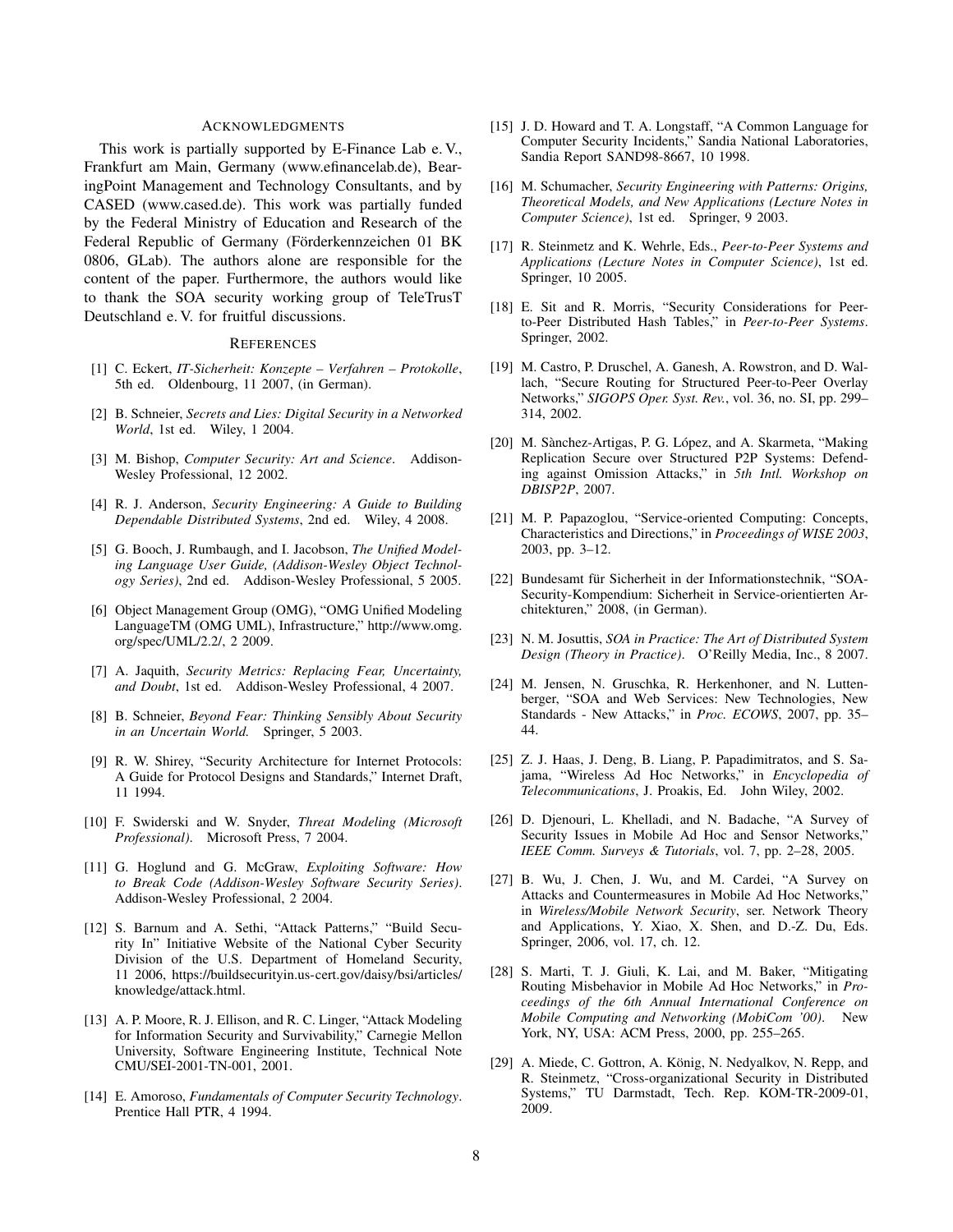## Acknowledgments

This work is partially supported by E-Finance Lab e. V., Frankfurt am Main, Germany (www.efinancelab.de), BearingPoint Management and Technology Consultants, and by CASED (www.cased.de). This work was partially funded by the Federal Ministry of Education and Research of the Federal Republic of Germany (Förderkennzeichen 01 BK 0806, GLab). The authors alone are responsible for the content of the paper. Furthermore, the authors would like to thank the SOA security working group of TeleTrusT Deutschland e. V. for fruitful discussions.

## References

[1] C. Eckert, *IT-Sicherheit: Konzepte – Verfahren – Protokolle*, 5th ed. Oldenbourg, 11 2007, (in German).

[2] B. Schneier, *Secrets and Lies: Digital Security in a Networked World*, 1st ed. Wiley, 1 2004.

[3] M. Bishop, *Computer Security: Art and Science*. Addison-Wesley Professional, 12 2002.

[4] R. J. Anderson, *Security Engineering: A Guide to Building Dependable Distributed Systems*, 2nd ed. Wiley, 4 2008.

[5] G. Booch, J. Rumbaugh, and I. Jacobson, *The Unified Modeling Language User Guide, (Addison-Wesley Object Technology Series)*, 2nd ed. Addison-Wesley Professional, 5 2005.

[6] Object Management Group (OMG), "OMG Unified Modeling LanguageTM (OMG UML), Infrastructure," http://www.omg.org/spec/UML/2.2/, 2 2009.

[7] A. Jaquith, *Security Metrics: Replacing Fear, Uncertainty, and Doubt*, 1st ed. Addison-Wesley Professional, 4 2007.

[8] B. Schneier, *Beyond Fear: Thinking Sensibly About Security in an Uncertain World.* Springer, 5 2003.

[9] R. W. Shirey, "Security Architecture for Internet Protocols: A Guide for Protocol Designs and Standards," Internet Draft, 11 1994.

[10] F. Swiderski and W. Snyder, *Threat Modeling (Microsoft Professional)*. Microsoft Press, 7 2004.

[11] G. Hoglund and G. McGraw, *Exploiting Software: How to Break Code (Addison-Wesley Software Security Series)*. Addison-Wesley Professional, 2 2004.

[12] S. Barnum and A. Sethi, "Attack Patterns," "Build Security In" Initiative Website of the National Cyber Security Division of the U.S. Department of Homeland Security, 11 2006, https://buildsecurityin.us-cert.gov/daisy/bsi/articles/knowledge/attack.html.

[13] A. P. Moore, R. J. Ellison, and R. C. Linger, "Attack Modeling for Information Security and Survivability," Carnegie Mellon University, Software Engineering Institute, Technical Note CMU/SEI-2001-TN-001, 2001.

[14] E. Amoroso, *Fundamentals of Computer Security Technology*. Prentice Hall PTR, 4 1994.

[15] J. D. Howard and T. A. Longstaff, "A Common Language for Computer Security Incidents," Sandia National Laboratories, Sandia Report SAND98-8667, 10 1998.

[16] M. Schumacher, *Security Engineering with Patterns: Origins, Theoretical Models, and New Applications (Lecture Notes in Computer Science)*, 1st ed. Springer, 9 2003.

[17] R. Steinmetz and K. Wehrle, Eds., *Peer-to-Peer Systems and Applications (Lecture Notes in Computer Science)*, 1st ed. Springer, 10 2005.

[18] E. Sit and R. Morris, "Security Considerations for Peer-to-Peer Distributed Hash Tables," in *Peer-to-Peer Systems*. Springer, 2002.

[19] M. Castro, P. Druschel, A. Ganesh, A. Rowstron, and D. Wallach, "Secure Routing for Structured Peer-to-Peer Overlay Networks," *SIGOPS Oper. Syst. Rev.*, vol. 36, no. SI, pp. 299–314, 2002.

[20] M. Sànchez-Artigas, P. G. López, and A. Skarmeta, "Making Replication Secure over Structured P2P Systems: Defending against Omission Attacks," in *5th Intl. Workshop on DBISP2P*, 2007.

[21] M. P. Papazoglou, "Service-oriented Computing: Concepts, Characteristics and Directions," in *Proceedings of WISE 2003*, 2003, pp. 3–12.

[22] Bundesamt für Sicherheit in der Informationstechnik, "SOA-Security-Kompendium: Sicherheit in Service-orientierten Architekturen," 2008, (in German).

[23] N. M. Josuttis, *SOA in Practice: The Art of Distributed System Design (Theory in Practice)*. O'Reilly Media, Inc., 8 2007.

[24] M. Jensen, N. Gruschka, R. Herkenhoner, and N. Luttenberger, "SOA and Web Services: New Technologies, New Standards - New Attacks," in *Proc. ECOWS*, 2007, pp. 35–44.

[25] Z. J. Haas, J. Deng, B. Liang, P. Papadimitratos, and S. Sajama, "Wireless Ad Hoc Networks," in *Encyclopedia of Telecommunications*, J. Proakis, Ed. John Wiley, 2002.

[26] D. Djenouri, L. Khelladi, and N. Badache, "A Survey of Security Issues in Mobile Ad Hoc and Sensor Networks," *IEEE Comm. Surveys & Tutorials*, vol. 7, pp. 2–28, 2005.

[27] B. Wu, J. Chen, J. Wu, and M. Cardei, "A Survey on Attacks and Countermeasures in Mobile Ad Hoc Networks," in *Wireless/Mobile Network Security*, ser. Network Theory and Applications, Y. Xiao, X. Shen, and D.-Z. Du, Eds. Springer, 2006, vol. 17, ch. 12.

[28] S. Marti, T. J. Giuli, K. Lai, and M. Baker, "Mitigating Routing Misbehavior in Mobile Ad Hoc Networks," in *Proceedings of the 6th Annual International Conference on Mobile Computing and Networking (MobiCom '00)*. New York, NY, USA: ACM Press, 2000, pp. 255–265.

[29] A. Miede, C. Gottron, A. König, N. Nedyalkov, N. Repp, and R. Steinmetz, "Cross-organizational Security in Distributed Systems," TU Darmstadt, Tech. Rep. KOM-TR-2009-01, 2009.